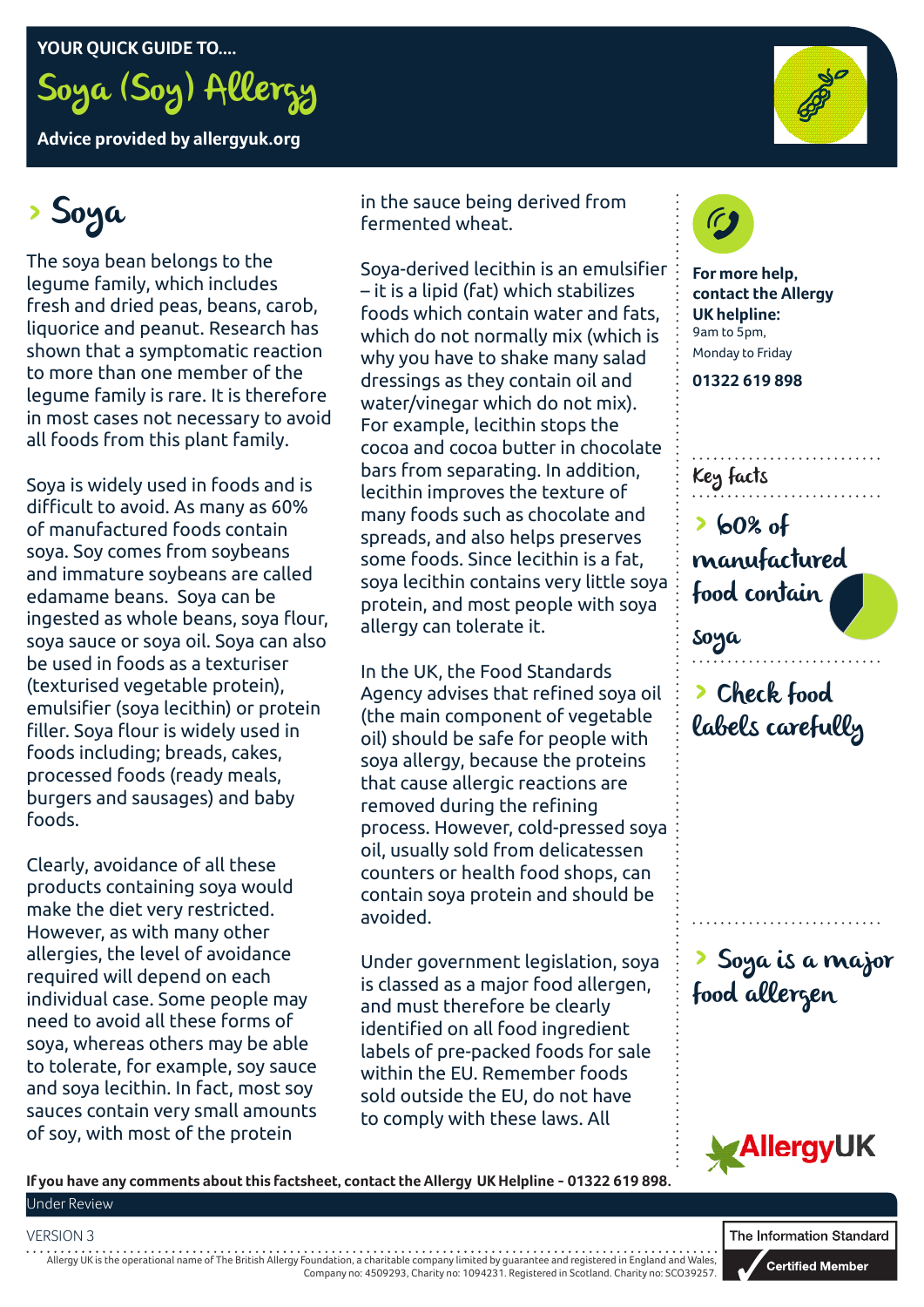YOUR QUICK GUIDE TO....

# Soya (Soy) Allergy

**Advice provided by allergyuk.org**

## Soya

The soya bean belongs to the legume family, which includes fresh and dried peas, beans, carob, liquorice and peanut. Research has shown that a symptomatic reaction to more than one member of the legume family is rare. It is therefore in most cases not necessary to avoid all foods from this plant family.

Soya is widely used in foods and is difficult to avoid. As many as 60% of manufactured foods contain soya. Soy comes from soybeans and immature soybeans are called edamame beans. Soya can be ingested as whole beans, soya flour, soya sauce or soya oil. Soya can also be used in foods as a texturiser (texturised vegetable protein), emulsifier (soya lecithin) or protein filler. Soya flour is widely used in foods including; breads, cakes, processed foods (ready meals, burgers and sausages) and baby foods.

Clearly, avoidance of all these products containing soya would make the diet very restricted. However, as with many other allergies, the level of avoidance required will depend on each individual case. Some people may need to avoid all these forms of soya, whereas others may be able to tolerate, for example, soy sauce and soya lecithin. In fact, most soy sauces contain very small amounts of soy, with most of the protein in the sauce being derived from fermented wheat.

Soya-derived lecithin is an emulsifier – it is a lipid (fat) which stabilizes foods which contain water and fats, which do not normally mix (which is why you have to shake many salad dressings as they contain oil and water/vinegar which do not mix). For example, lecithin stops the cocoa and cocoa butter in chocolate bars from separating. In addition, lecithin improves the texture of many foods such as chocolate and spreads, and also helps preserves some foods. Since lecithin is a fat, soya lecithin contains very little soya protein, and most people with soya allergy can tolerate it.

In the UK, the Food Standards Agency advises that refined soya oil (the main component of vegetable oil) should be safe for people with soya allergy, because the proteins that cause allergic reactions are removed during the refining process. However, cold-pressed soya oil, usually sold from delicatessen counters or health food shops, can contain soya protein and should be avoided.

Under government legislation, soya is classed as a major food allergen, and must therefore be clearly identified on all food ingredient labels of pre-packed foods for sale within the EU. Remember foods sold outside the EU, do not have to comply with these laws. All

**For more help, contact the Allergy UK helpline:**
9am to 5pm,
Monday to Friday

**01322 619 898**

### Key facts

- 60% of manufactured food contain soya
- Check food labels carefully
- Soya is a major food allergen

AllergyUK

**If you have any comments about this factsheet, contact the Allergy UK Helpline - 01322 619 898.**

Under Review

VERSION 3

Allergy UK is the operational name of The British Allergy Foundation, a charitable company limited by guarantee and registered in England and Wales, Company no: 4509293, Charity no: 1094231. Registered in Scotland. Charity no: SCO39257.

The Information Standard Certified Member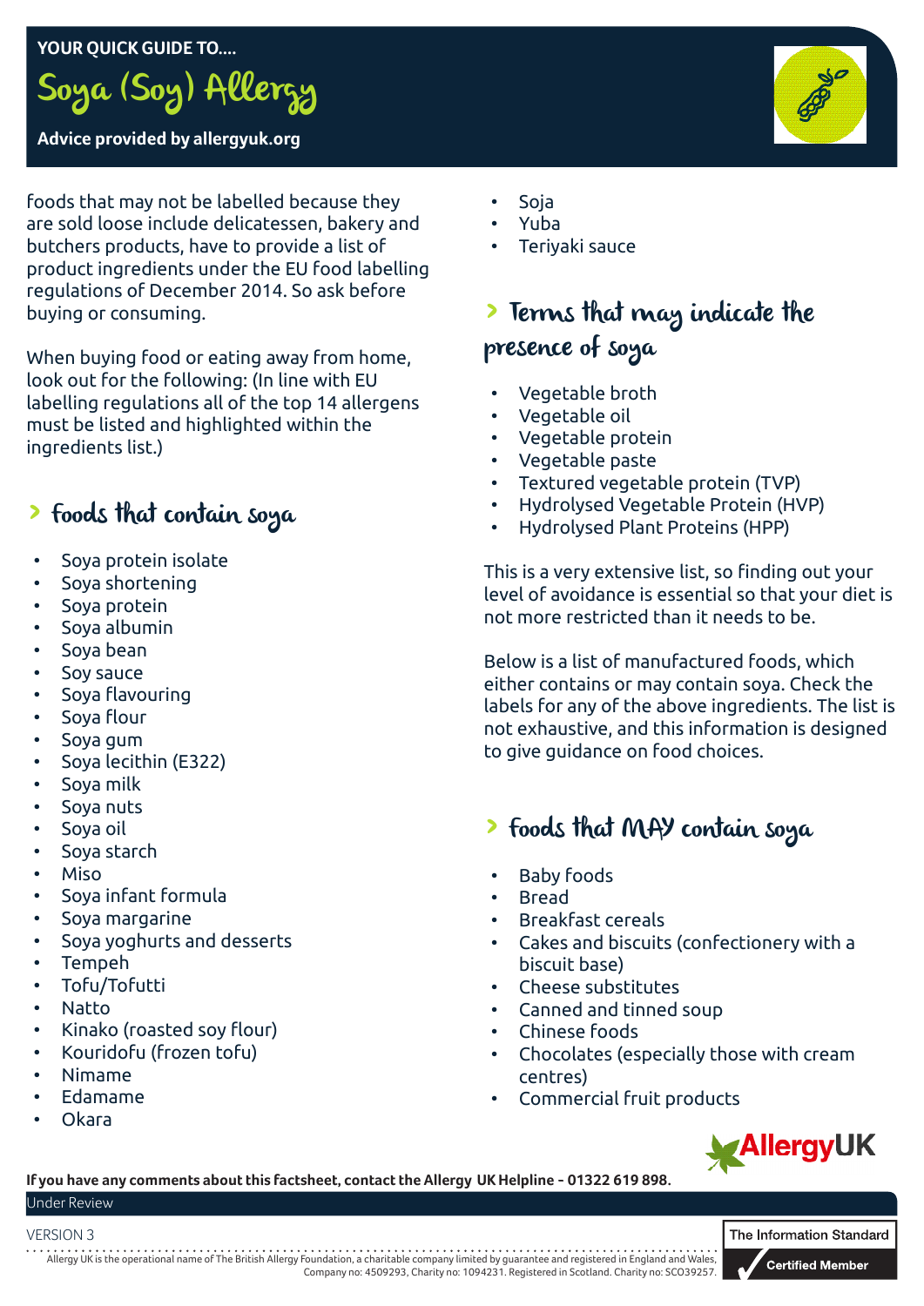# YOUR QUICK GUIDE TO....

# Soya (Soy) Allergy

**Advice provided by allergyuk.org**

foods that may not be labelled because they are sold loose include delicatessen, bakery and butchers products, have to provide a list of product ingredients under the EU food labelling regulations of December 2014. So ask before buying or consuming.

When buying food or eating away from home, look out for the following: (In line with EU labelling regulations all of the top 14 allergens must be listed and highlighted within the ingredients list.)

## foods that contain soya

- Soya protein isolate
- Soya shortening
- Soya protein
- Soya albumin
- Soya bean
- Soy sauce
- Soya flavouring
- Soya flour
- Soya gum
- Soya lecithin (E322)
- Soya milk
- Soya nuts
- Soya oil
- Soya starch
- Miso
- Soya infant formula
- Soya margarine
- Soya yoghurts and desserts
- Tempeh
- Tofu/Tofutti
- Natto
- Kinako (roasted soy flour)
- Kouridofu (frozen tofu)
- Nimame
- Edamame
- Okara
- Soja
- Yuba
- Teriyaki sauce

## Terms that may indicate the presence of soya

- Vegetable broth
- Vegetable oil
- Vegetable protein
- Vegetable paste
- Textured vegetable protein (TVP)
- Hydrolysed Vegetable Protein (HVP)
- Hydrolysed Plant Proteins (HPP)

This is a very extensive list, so finding out your level of avoidance is essential so that your diet is not more restricted than it needs to be.

Below is a list of manufactured foods, which either contains or may contain soya. Check the labels for any of the above ingredients. The list is not exhaustive, and this information is designed to give guidance on food choices.

## foods that MAY contain soya

- Baby foods
- Bread
- Breakfast cereals
- Cakes and biscuits (confectionery with a biscuit base)
- Cheese substitutes
- Canned and tinned soup
- Chinese foods
- Chocolates (especially those with cream centres)
- Commercial fruit products

**If you have any comments about this factsheet, contact the Allergy UK Helpline - 01322 619 898.**

Under Review

VERSION 3

Allergy UK is the operational name of The British Allergy Foundation, a charitable company limited by guarantee and registered in England and Wales, Company no: 4509293, Charity no: 1094231. Registered in Scotland. Charity no: SCO39257.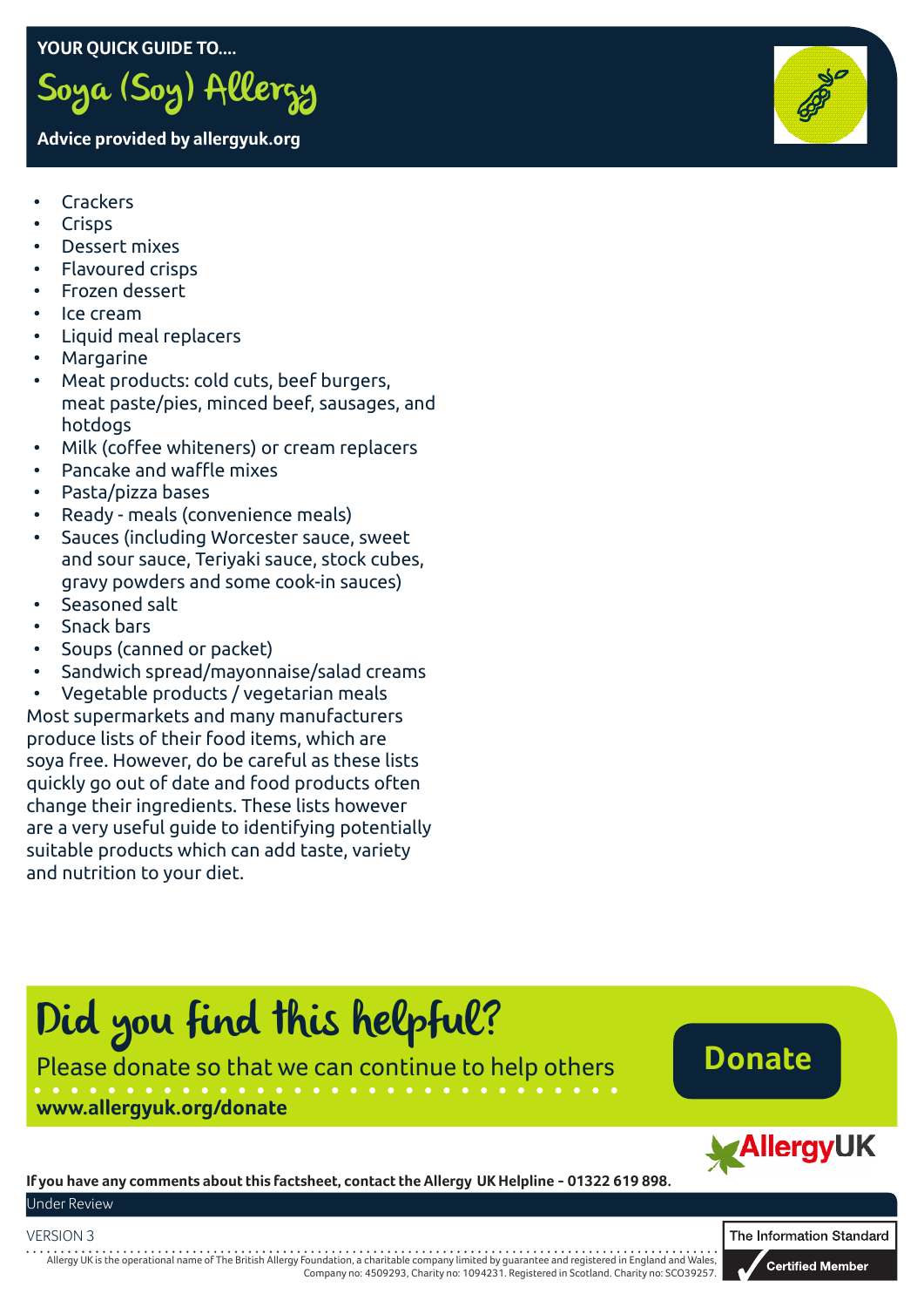YOUR QUICK GUIDE TO....

# Soya (Soy) Allergy

**Advice provided by allergyuk.org**

- Crackers
- Crisps
- Dessert mixes
- Flavoured crisps
- Frozen dessert
- Ice cream
- Liquid meal replacers
- Margarine
- Meat products: cold cuts, beef burgers, meat paste/pies, minced beef, sausages, and hotdogs
- Milk (coffee whiteners) or cream replacers
- Pancake and waffle mixes
- Pasta/pizza bases
- Ready - meals (convenience meals)
- Sauces (including Worcester sauce, sweet and sour sauce, Teriyaki sauce, stock cubes, gravy powders and some cook-in sauces)
- Seasoned salt
- Snack bars
- Soups (canned or packet)
- Sandwich spread/mayonnaise/salad creams
- Vegetable products / vegetarian meals

Most supermarkets and many manufacturers produce lists of their food items, which are soya free. However, do be careful as these lists quickly go out of date and food products often change their ingredients. These lists however are a very useful guide to identifying potentially suitable products which can add taste, variety and nutrition to your diet.

## Did you find this helpful?

Please donate so that we can continue to help others

**www.allergyuk.org/donate**

**Donate**

AllergyUK

**If you have any comments about this factsheet, contact the Allergy UK Helpline - 01322 619 898.**

Under Review

VERSION 3

Allergy UK is the operational name of The British Allergy Foundation, a charitable company limited by guarantee and registered in England and Wales, Company no: 4509293, Charity no: 1094231. Registered in Scotland. Charity no: SCO39257.

The Information Standard
Certified Member